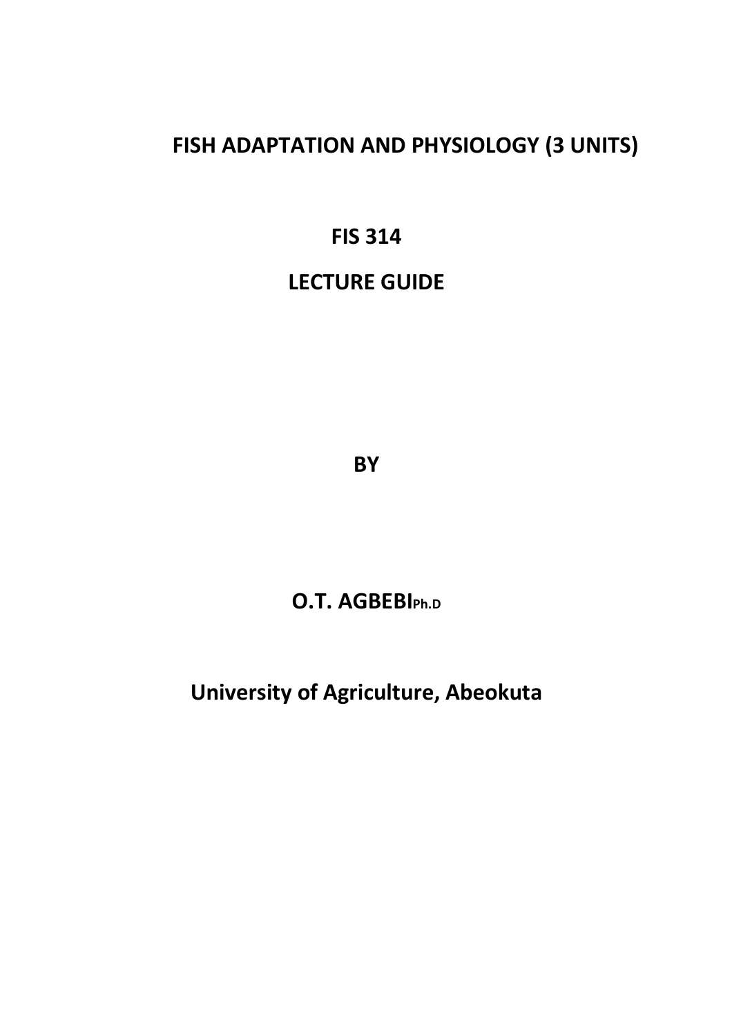# FISH ADAPTATION AND PHYSIOLOGY (3 UNITS)

**FIS 314**

**LECTURE GUIDE**

**BY**

**O.T. AGBEBI Ph.D**

**University of Agriculture, Abeokuta**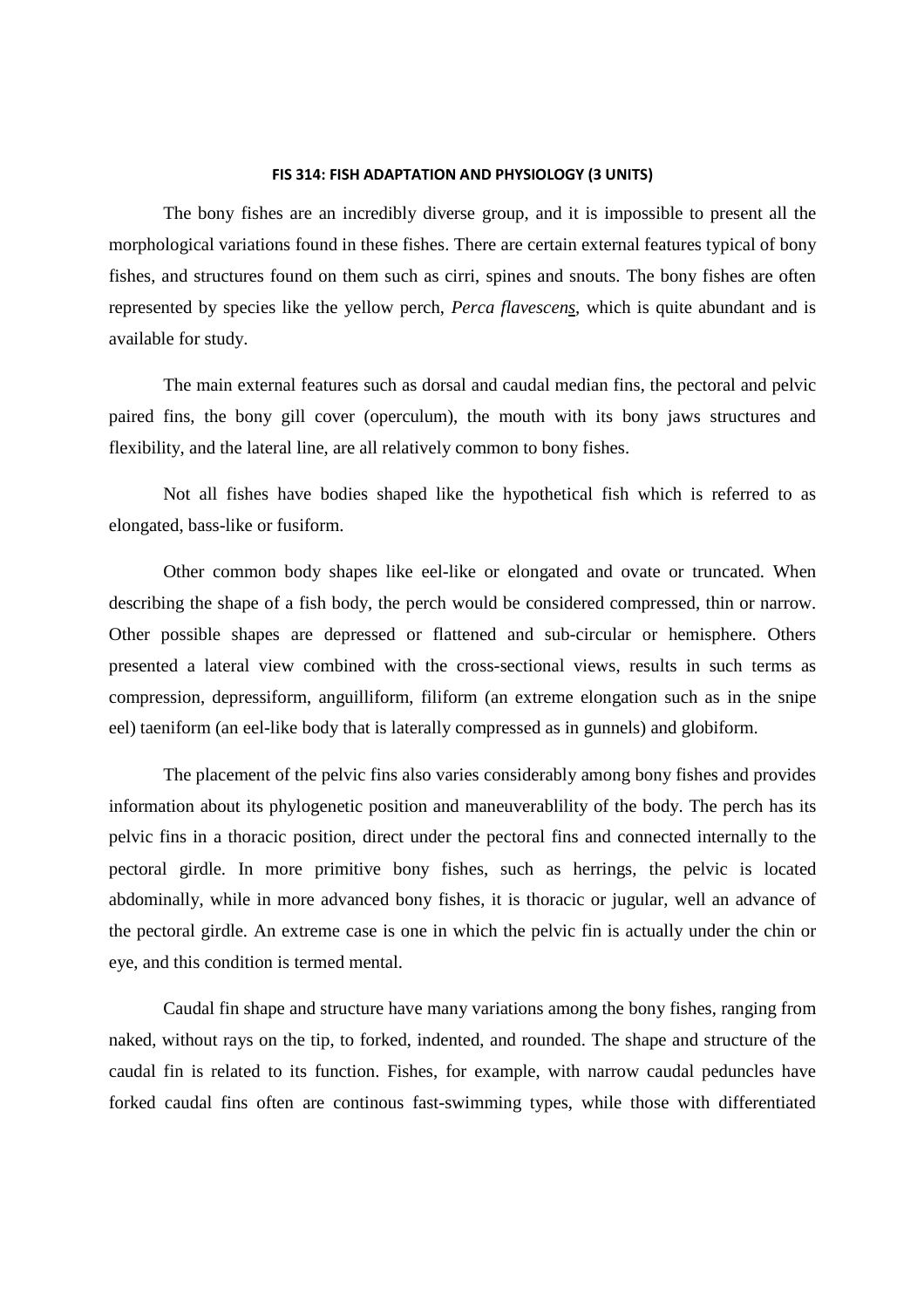**FIS 314: FISH ADAPTATION AND PHYSIOLOGY (3 UNITS)**

The bony fishes are an incredibly diverse group, and it is impossible to present all the morphological variations found in these fishes. There are certain external features typical of bony fishes, and structures found on them such as cirri, spines and snouts. The bony fishes are often represented by species like the yellow perch, *Perca flavescens*, which is quite abundant and is available for study.

The main external features such as dorsal and caudal median fins, the pectoral and pelvic paired fins, the bony gill cover (operculum), the mouth with its bony jaws structures and flexibility, and the lateral line, are all relatively common to bony fishes.

Not all fishes have bodies shaped like the hypothetical fish which is referred to as elongated, bass-like or fusiform.

Other common body shapes like eel-like or elongated and ovate or truncated. When describing the shape of a fish body, the perch would be considered compressed, thin or narrow. Other possible shapes are depressed or flattened and sub-circular or hemisphere. Others presented a lateral view combined with the cross-sectional views, results in such terms as compression, depressiform, anguilliform, filiform (an extreme elongation such as in the snipe eel) taeniform (an eel-like body that is laterally compressed as in gunnels) and globiform.

The placement of the pelvic fins also varies considerably among bony fishes and provides information about its phylogenetic position and maneuverablility of the body. The perch has its pelvic fins in a thoracic position, direct under the pectoral fins and connected internally to the pectoral girdle. In more primitive bony fishes, such as herrings, the pelvic is located abdominally, while in more advanced bony fishes, it is thoracic or jugular, well an advance of the pectoral girdle. An extreme case is one in which the pelvic fin is actually under the chin or eye, and this condition is termed mental.

Caudal fin shape and structure have many variations among the bony fishes, ranging from naked, without rays on the tip, to forked, indented, and rounded. The shape and structure of the caudal fin is related to its function. Fishes, for example, with narrow caudal peduncles have forked caudal fins often are continous fast-swimming types, while those with differentiated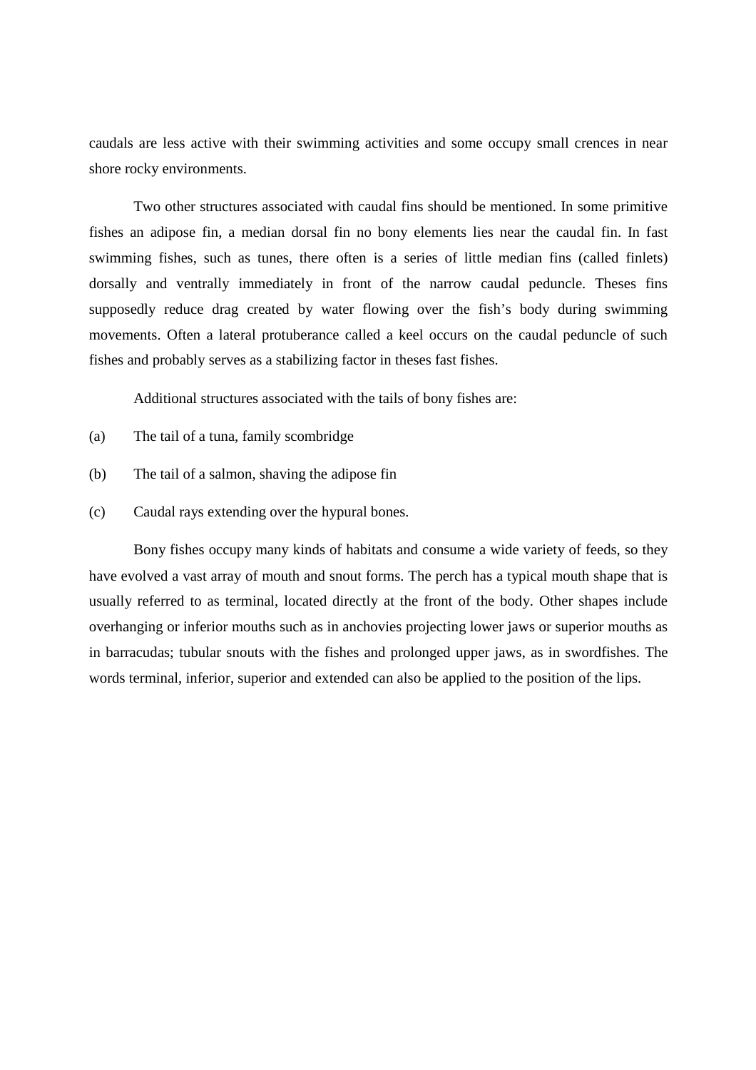caudals are less active with their swimming activities and some occupy small crences in near shore rocky environments.

Two other structures associated with caudal fins should be mentioned. In some primitive fishes an adipose fin, a median dorsal fin no bony elements lies near the caudal fin. In fast swimming fishes, such as tunes, there often is a series of little median fins (called finlets) dorsally and ventrally immediately in front of the narrow caudal peduncle. Theses fins supposedly reduce drag created by water flowing over the fish's body during swimming movements. Often a lateral protuberance called a keel occurs on the caudal peduncle of such fishes and probably serves as a stabilizing factor in theses fast fishes.

Additional structures associated with the tails of bony fishes are:

(a) The tail of a tuna, family scombridge

(b) The tail of a salmon, shaving the adipose fin

(c) Caudal rays extending over the hypural bones.

Bony fishes occupy many kinds of habitats and consume a wide variety of feeds, so they have evolved a vast array of mouth and snout forms. The perch has a typical mouth shape that is usually referred to as terminal, located directly at the front of the body. Other shapes include overhanging or inferior mouths such as in anchovies projecting lower jaws or superior mouths as in barracudas; tubular snouts with the fishes and prolonged upper jaws, as in swordfishes. The words terminal, inferior, superior and extended can also be applied to the position of the lips.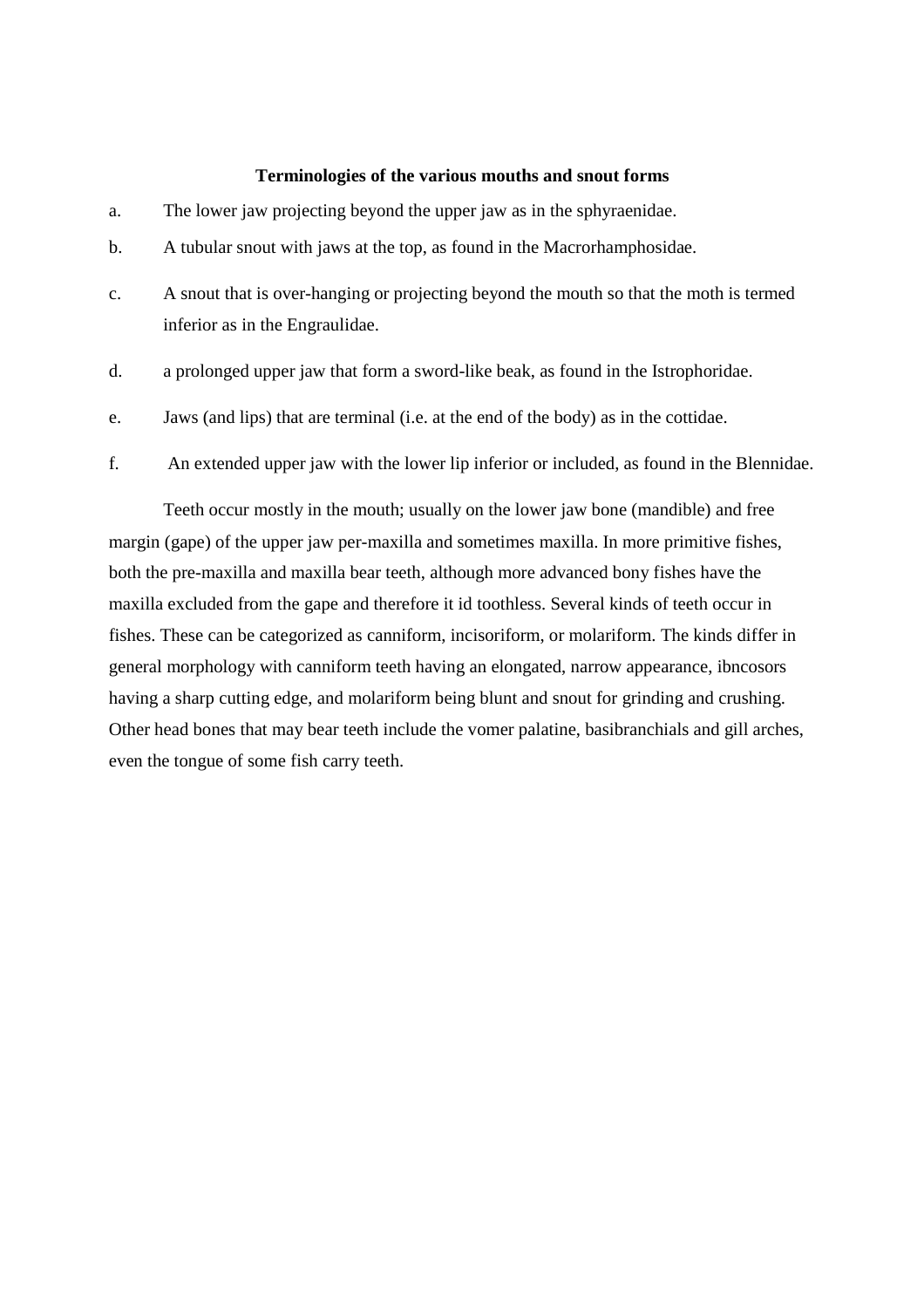**Terminologies of the various mouths and snout forms**

a. The lower jaw projecting beyond the upper jaw as in the sphyraenidae.

b. A tubular snout with jaws at the top, as found in the Macrorhamphosidae.

c. A snout that is over-hanging or projecting beyond the mouth so that the moth is termed inferior as in the Engraulidae.

d. a prolonged upper jaw that form a sword-like beak, as found in the Istrophoridae.

e. Jaws (and lips) that are terminal (i.e. at the end of the body) as in the cottidae.

f. An extended upper jaw with the lower lip inferior or included, as found in the Blennidae.

Teeth occur mostly in the mouth; usually on the lower jaw bone (mandible) and free margin (gape) of the upper jaw per-maxilla and sometimes maxilla. In more primitive fishes, both the pre-maxilla and maxilla bear teeth, although more advanced bony fishes have the maxilla excluded from the gape and therefore it id toothless. Several kinds of teeth occur in fishes. These can be categorized as canniform, incisoriform, or molariform. The kinds differ in general morphology with canniform teeth having an elongated, narrow appearance, ibncosors having a sharp cutting edge, and molariform being blunt and snout for grinding and crushing. Other head bones that may bear teeth include the vomer palatine, basibranchials and gill arches, even the tongue of some fish carry teeth.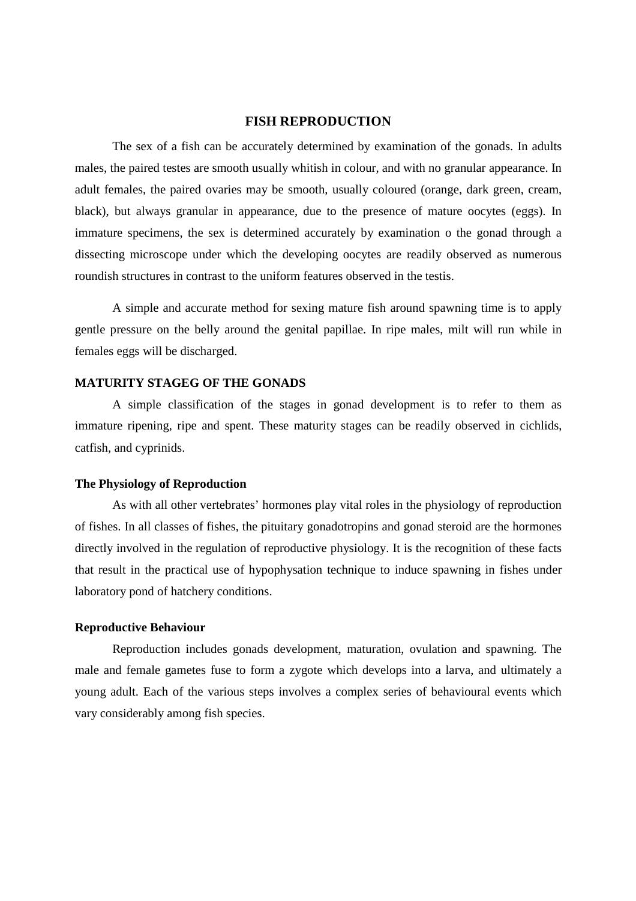# FISH REPRODUCTION

The sex of a fish can be accurately determined by examination of the gonads. In adults males, the paired testes are smooth usually whitish in colour, and with no granular appearance. In adult females, the paired ovaries may be smooth, usually coloured (orange, dark green, cream, black), but always granular in appearance, due to the presence of mature oocytes (eggs). In immature specimens, the sex is determined accurately by examination o the gonad through a dissecting microscope under which the developing oocytes are readily observed as numerous roundish structures in contrast to the uniform features observed in the testis.

A simple and accurate method for sexing mature fish around spawning time is to apply gentle pressure on the belly around the genital papillae. In ripe males, milt will run while in females eggs will be discharged.

## MATURITY STAGEG OF THE GONADS

A simple classification of the stages in gonad development is to refer to them as immature ripening, ripe and spent. These maturity stages can be readily observed in cichlids, catfish, and cyprinids.

### The Physiology of Reproduction

As with all other vertebrates' hormones play vital roles in the physiology of reproduction of fishes. In all classes of fishes, the pituitary gonadotropins and gonad steroid are the hormones directly involved in the regulation of reproductive physiology. It is the recognition of these facts that result in the practical use of hypophysation technique to induce spawning in fishes under laboratory pond of hatchery conditions.

### Reproductive Behaviour

Reproduction includes gonads development, maturation, ovulation and spawning. The male and female gametes fuse to form a zygote which develops into a larva, and ultimately a young adult. Each of the various steps involves a complex series of behavioural events which vary considerably among fish species.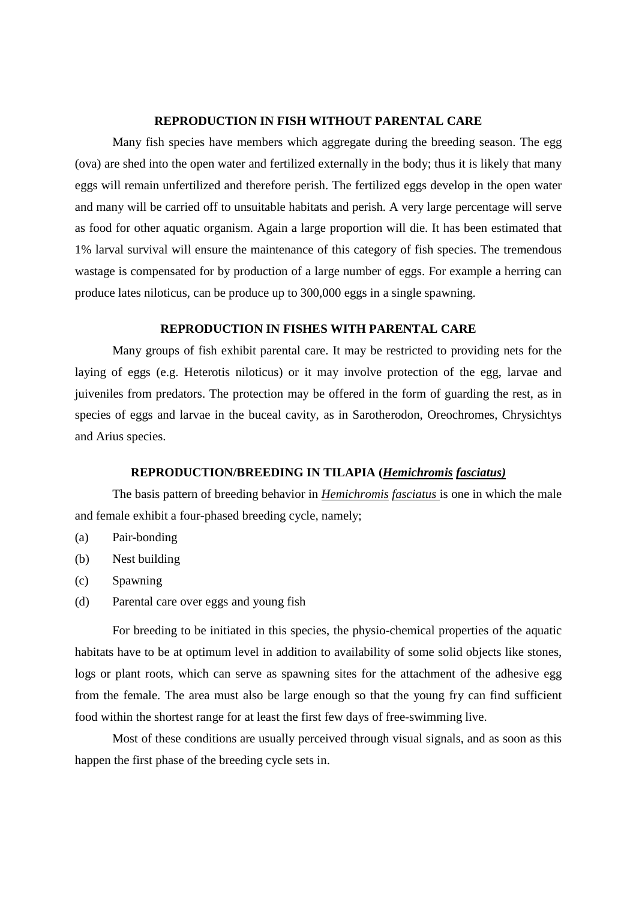## REPRODUCTION IN FISH WITHOUT PARENTAL CARE

Many fish species have members which aggregate during the breeding season. The egg (ova) are shed into the open water and fertilized externally in the body; thus it is likely that many eggs will remain unfertilized and therefore perish. The fertilized eggs develop in the open water and many will be carried off to unsuitable habitats and perish. A very large percentage will serve as food for other aquatic organism. Again a large proportion will die. It has been estimated that 1% larval survival will ensure the maintenance of this category of fish species. The tremendous wastage is compensated for by production of a large number of eggs. For example a herring can produce lates niloticus, can be produce up to 300,000 eggs in a single spawning.

## REPRODUCTION IN FISHES WITH PARENTAL CARE

Many groups of fish exhibit parental care. It may be restricted to providing nets for the laying of eggs (e.g. Heterotis niloticus) or it may involve protection of the egg, larvae and juiveniles from predators. The protection may be offered in the form of guarding the rest, as in species of eggs and larvae in the buceal cavity, as in Sarotherodon, Oreochromes, Chrysichtys and Arius species.

## REPRODUCTION/BREEDING IN TILAPIA (*Hemichromis fasciatus)*

The basis pattern of breeding behavior in *Hemichromis fasciatus* is one in which the male and female exhibit a four-phased breeding cycle, namely;

(a) Pair-bonding

(b) Nest building

(c) Spawning

(d) Parental care over eggs and young fish

For breeding to be initiated in this species, the physio-chemical properties of the aquatic habitats have to be at optimum level in addition to availability of some solid objects like stones, logs or plant roots, which can serve as spawning sites for the attachment of the adhesive egg from the female. The area must also be large enough so that the young fry can find sufficient food within the shortest range for at least the first few days of free-swimming live.

Most of these conditions are usually perceived through visual signals, and as soon as this happen the first phase of the breeding cycle sets in.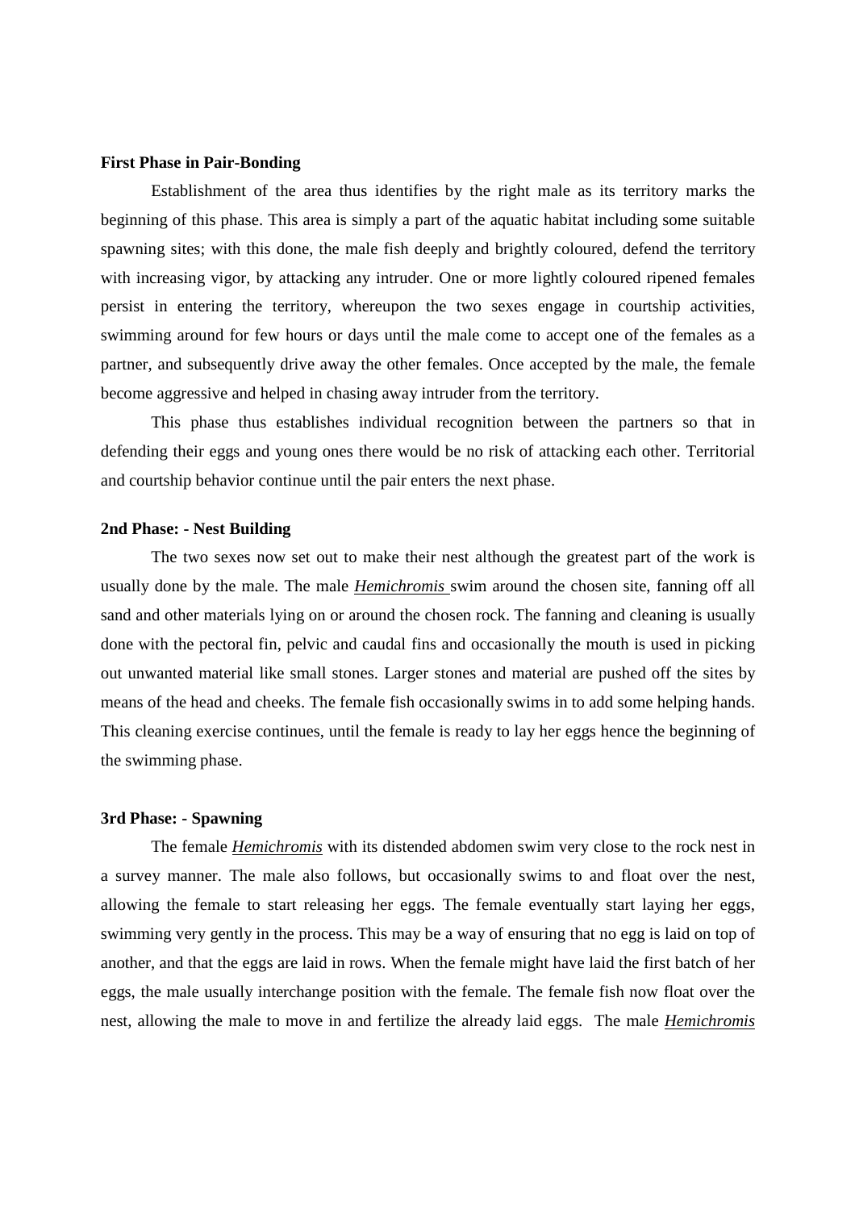**First Phase in Pair-Bonding**

Establishment of the area thus identifies by the right male as its territory marks the beginning of this phase. This area is simply a part of the aquatic habitat including some suitable spawning sites; with this done, the male fish deeply and brightly coloured, defend the territory with increasing vigor, by attacking any intruder. One or more lightly coloured ripened females persist in entering the territory, whereupon the two sexes engage in courtship activities, swimming around for few hours or days until the male come to accept one of the females as a partner, and subsequently drive away the other females. Once accepted by the male, the female become aggressive and helped in chasing away intruder from the territory.

This phase thus establishes individual recognition between the partners so that in defending their eggs and young ones there would be no risk of attacking each other. Territorial and courtship behavior continue until the pair enters the next phase.

**2nd Phase: - Nest Building**

The two sexes now set out to make their nest although the greatest part of the work is usually done by the male. The male ***Hemichromis*** swim around the chosen site, fanning off all sand and other materials lying on or around the chosen rock. The fanning and cleaning is usually done with the pectoral fin, pelvic and caudal fins and occasionally the mouth is used in picking out unwanted material like small stones. Larger stones and material are pushed off the sites by means of the head and cheeks. The female fish occasionally swims in to add some helping hands. This cleaning exercise continues, until the female is ready to lay her eggs hence the beginning of the swimming phase.

**3rd Phase: - Spawning**

The female ***Hemichromis*** with its distended abdomen swim very close to the rock nest in a survey manner. The male also follows, but occasionally swims to and float over the nest, allowing the female to start releasing her eggs. The female eventually start laying her eggs, swimming very gently in the process. This may be a way of ensuring that no egg is laid on top of another, and that the eggs are laid in rows. When the female might have laid the first batch of her eggs, the male usually interchange position with the female. The female fish now float over the nest, allowing the male to move in and fertilize the already laid eggs. The male ***Hemichromis***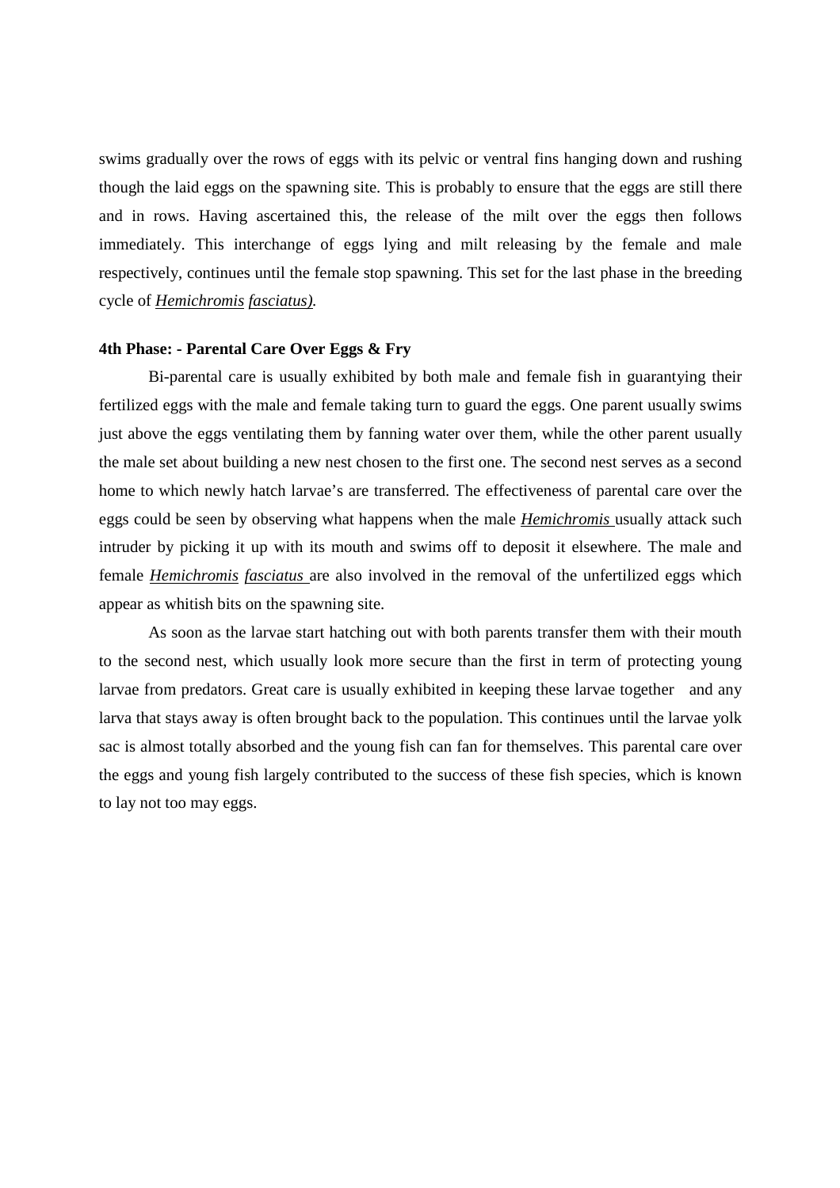swims gradually over the rows of eggs with its pelvic or ventral fins hanging down and rushing though the laid eggs on the spawning site. This is probably to ensure that the eggs are still there and in rows. Having ascertained this, the release of the milt over the eggs then follows immediately. This interchange of eggs lying and milt releasing by the female and male respectively, continues until the female stop spawning. This set for the last phase in the breeding cycle of *Hemichromis fasciatus).*

**4th Phase: - Parental Care Over Eggs & Fry**

Bi-parental care is usually exhibited by both male and female fish in guarantying their fertilized eggs with the male and female taking turn to guard the eggs. One parent usually swims just above the eggs ventilating them by fanning water over them, while the other parent usually the male set about building a new nest chosen to the first one. The second nest serves as a second home to which newly hatch larvae's are transferred. The effectiveness of parental care over the eggs could be seen by observing what happens when the male *Hemichromis* usually attack such intruder by picking it up with its mouth and swims off to deposit it elsewhere. The male and female *Hemichromis fasciatus* are also involved in the removal of the unfertilized eggs which appear as whitish bits on the spawning site.

As soon as the larvae start hatching out with both parents transfer them with their mouth to the second nest, which usually look more secure than the first in term of protecting young larvae from predators. Great care is usually exhibited in keeping these larvae together and any larva that stays away is often brought back to the population. This continues until the larvae yolk sac is almost totally absorbed and the young fish can fan for themselves. This parental care over the eggs and young fish largely contributed to the success of these fish species, which is known to lay not too may eggs.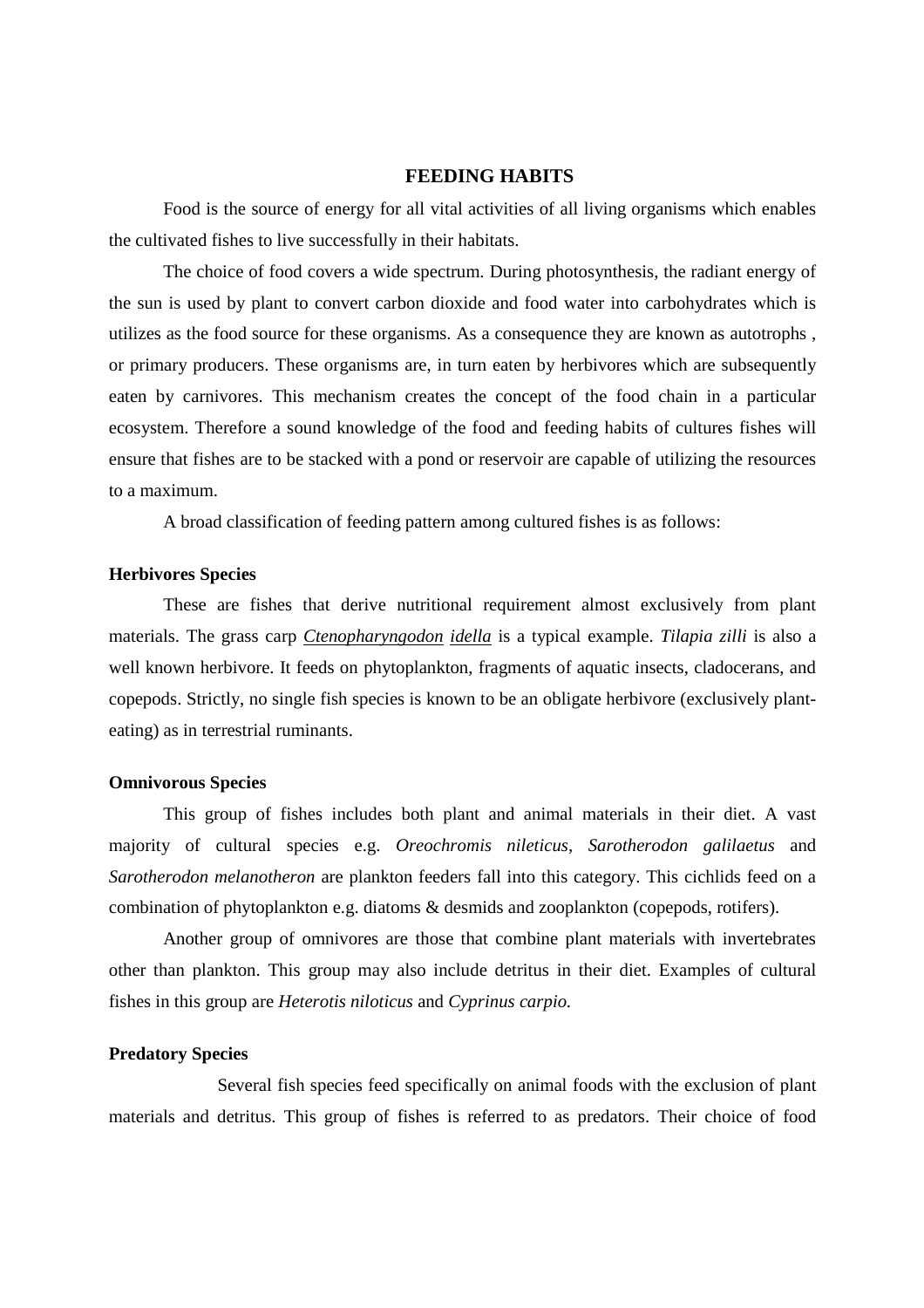## FEEDING HABITS

Food is the source of energy for all vital activities of all living organisms which enables the cultivated fishes to live successfully in their habitats.

The choice of food covers a wide spectrum. During photosynthesis, the radiant energy of the sun is used by plant to convert carbon dioxide and food water into carbohydrates which is utilizes as the food source for these organisms. As a consequence they are known as autotrophs , or primary producers. These organisms are, in turn eaten by herbivores which are subsequently eaten by carnivores. This mechanism creates the concept of the food chain in a particular ecosystem. Therefore a sound knowledge of the food and feeding habits of cultures fishes will ensure that fishes are to be stacked with a pond or reservoir are capable of utilizing the resources to a maximum.

A broad classification of feeding pattern among cultured fishes is as follows:

### Herbivores Species

These are fishes that derive nutritional requirement almost exclusively from plant materials. The grass carp *Ctenopharyngodon idella* is a typical example. *Tilapia zilli* is also a well known herbivore. It feeds on phytoplankton, fragments of aquatic insects, cladocerans, and copepods. Strictly, no single fish species is known to be an obligate herbivore (exclusively plant-eating) as in terrestrial ruminants.

### Omnivorous Species

This group of fishes includes both plant and animal materials in their diet. A vast majority of cultural species e.g. *Oreochromis nileticus, Sarotherodon galilaetus* and *Sarotherodon melanotheron* are plankton feeders fall into this category. This cichlids feed on a combination of phytoplankton e.g. diatoms & desmids and zooplankton (copepods, rotifers).

Another group of omnivores are those that combine plant materials with invertebrates other than plankton. This group may also include detritus in their diet. Examples of cultural fishes in this group are *Heterotis niloticus* and *Cyprinus carpio.*

### Predatory Species

Several fish species feed specifically on animal foods with the exclusion of plant materials and detritus. This group of fishes is referred to as predators. Their choice of food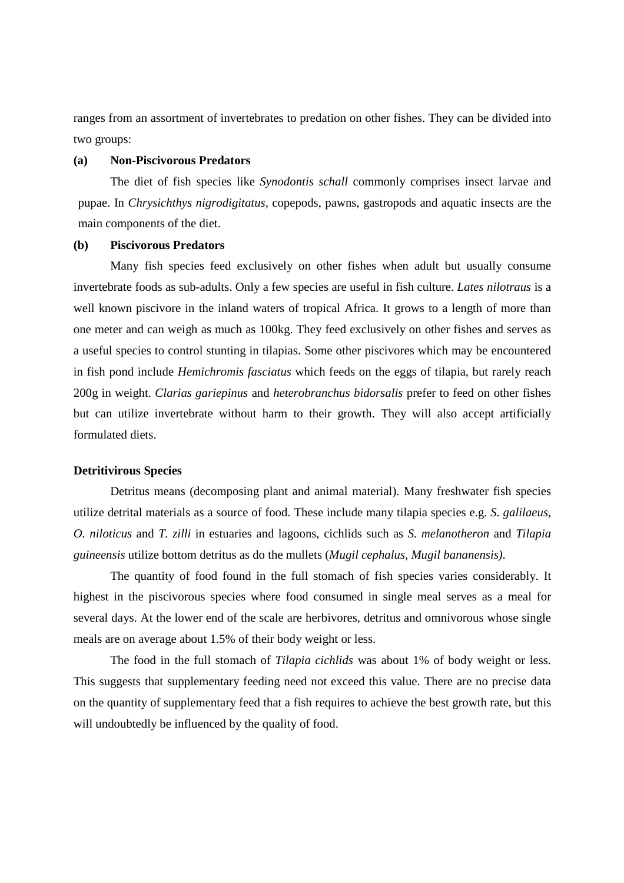ranges from an assortment of invertebrates to predation on other fishes. They can be divided into two groups:

**(a) Non-Piscivorous Predators**

The diet of fish species like *Synodontis schall* commonly comprises insect larvae and pupae. In *Chrysichthys nigrodigitatus*, copepods, pawns, gastropods and aquatic insects are the main components of the diet.

**(b) Piscivorous Predators**

Many fish species feed exclusively on other fishes when adult but usually consume invertebrate foods as sub-adults. Only a few species are useful in fish culture. *Lates nilotraus* is a well known piscivore in the inland waters of tropical Africa. It grows to a length of more than one meter and can weigh as much as 100kg. They feed exclusively on other fishes and serves as a useful species to control stunting in tilapias. Some other piscivores which may be encountered in fish pond include *Hemichromis fasciatus* which feeds on the eggs of tilapia, but rarely reach 200g in weight. *Clarias gariepinus* and *heterobranchus bidorsalis* prefer to feed on other fishes but can utilize invertebrate without harm to their growth. They will also accept artificially formulated diets.

**Detritivirous Species**

Detritus means (decomposing plant and animal material). Many freshwater fish species utilize detrital materials as a source of food. These include many tilapia species e.g. *S. galilaeus*, *O. niloticus* and *T. zilli* in estuaries and lagoons, cichlids such as *S. melanotheron* and *Tilapia guineensis* utilize bottom detritus as do the mullets (*Mugil cephalus*, *Mugil bananensis)*.

The quantity of food found in the full stomach of fish species varies considerably. It highest in the piscivorous species where food consumed in single meal serves as a meal for several days. At the lower end of the scale are herbivores, detritus and omnivorous whose single meals are on average about 1.5% of their body weight or less.

The food in the full stomach of *Tilapia cichlids* was about 1% of body weight or less. This suggests that supplementary feeding need not exceed this value. There are no precise data on the quantity of supplementary feed that a fish requires to achieve the best growth rate, but this will undoubtedly be influenced by the quality of food.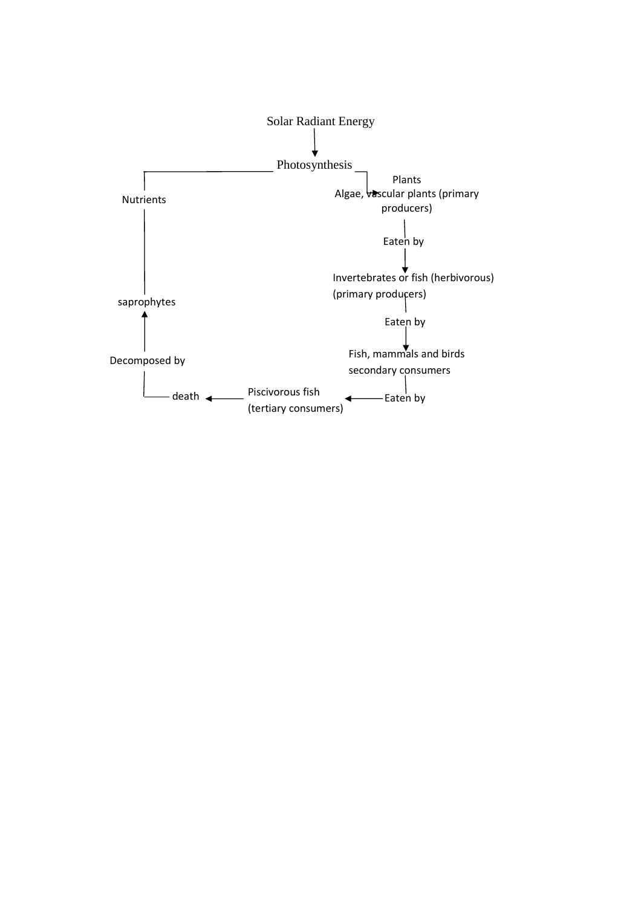Solar Radiant Energy

Photosynthesis

Plants
Algae, vascular plants (primary producers)

Eaten by

Invertebrates or fish (herbivorous)
(primary producers)

Eaten by

Fish, mammals and birds
secondary consumers

Eaten by

Piscivorous fish
(tertiary consumers)

death

Decomposed by

saprophytes

Nutrients